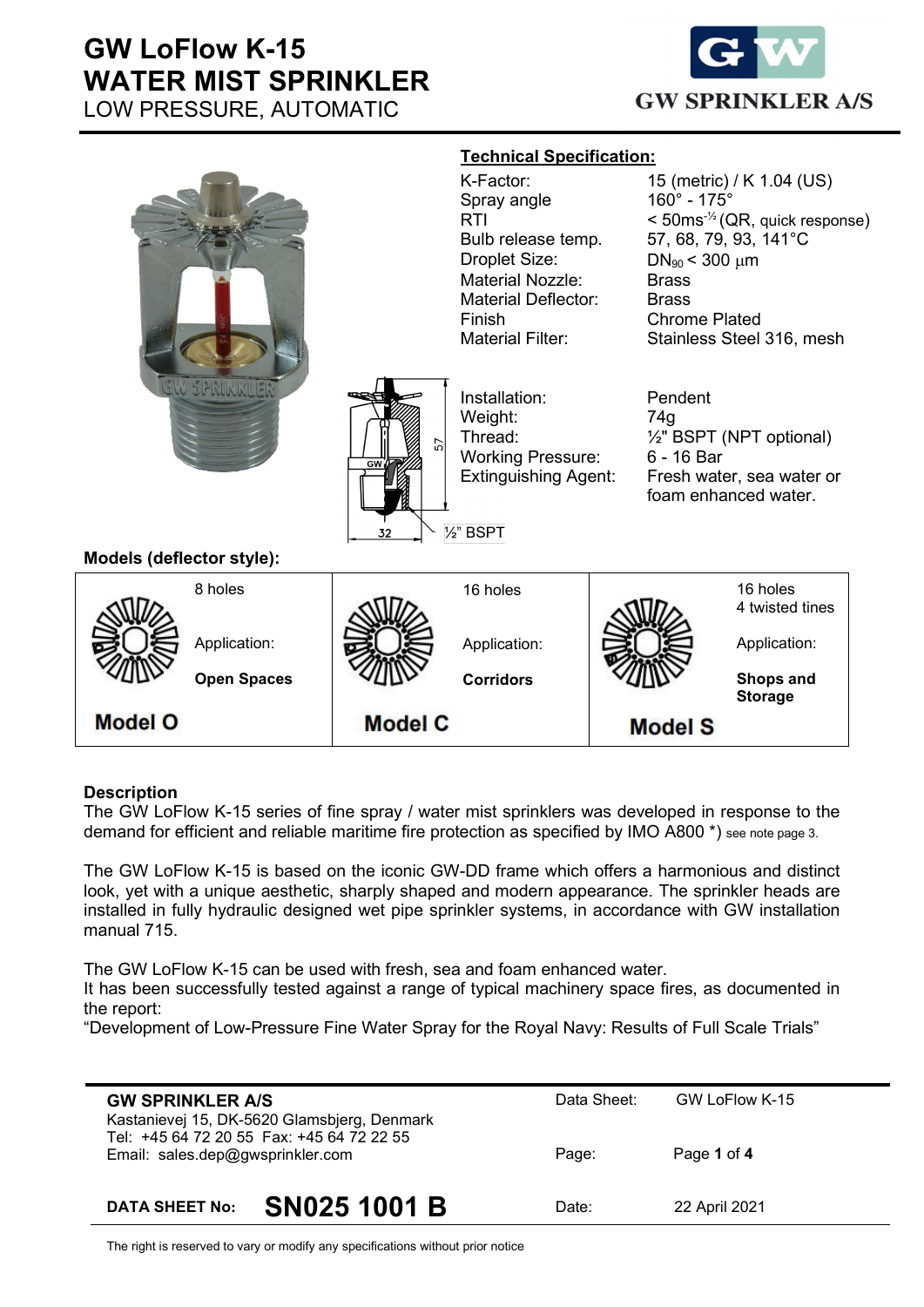# GW LoFlow K-15 WATER MIST SPRINKLER

LOW PRESSURE, AUTOMATIC

GW SPRINKLER A/S

## Technical Specification:

| | |
|---|---|
| K-Factor: | 15 (metric) / K 1.04 (US) |
| Spray angle | 160° - 175° |
| RTI | < 50ms$^{-½}$ (QR, quick response) |
| Bulb release temp. | 57, 68, 79, 93, 141°C |
| Droplet Size: | $DN_{90}$ < 300 μm |
| Material Nozzle: | Brass |
| Material Deflector: | Brass |
| Finish | Chrome Plated |
| Material Filter: | Stainless Steel 316, mesh |

| | |
|---|---|
| Installation: | Pendent |
| Weight: | 74g |
| Thread: | ½" BSPT (NPT optional) |
| Working Pressure: | 6 - 16 Bar |
| Extinguishing Agent: | Fresh water, sea water or foam enhanced water. |

57

32

½" BSPT

## Models (deflector style):

| Model O | Model C | Model S |
|---|---|---|
| 8 holes | 16 holes | 16 holes<br>4 twisted tines |
| Application:<br>**Open Spaces** | Application:<br>**Corridors** | Application:<br>**Shops and Storage** |

## Description

The GW LoFlow K-15 series of fine spray / water mist sprinklers was developed in response to the demand for efficient and reliable maritime fire protection as specified by IMO A800 *) see note page 3.

The GW LoFlow K-15 is based on the iconic GW-DD frame which offers a harmonious and distinct look, yet with a unique aesthetic, sharply shaped and modern appearance. The sprinkler heads are installed in fully hydraulic designed wet pipe sprinkler systems, in accordance with GW installation manual 715.

The GW LoFlow K-15 can be used with fresh, sea and foam enhanced water.
It has been successfully tested against a range of typical machinery space fires, as documented in the report:
"Development of Low-Pressure Fine Water Spray for the Royal Navy: Results of Full Scale Trials"

**GW SPRINKLER A/S**
Kastanievej 15, DK-5620 Glamsbjerg, Denmark
Tel: +45 64 72 20 55 Fax: +45 64 72 22 55
Email: sales.dep@gwsprinkler.com

Data Sheet: GW LoFlow K-15

**DATA SHEET No: SN025 1001 B**

Date: 22 April 2021

The right is reserved to vary or modify any specifications without prior notice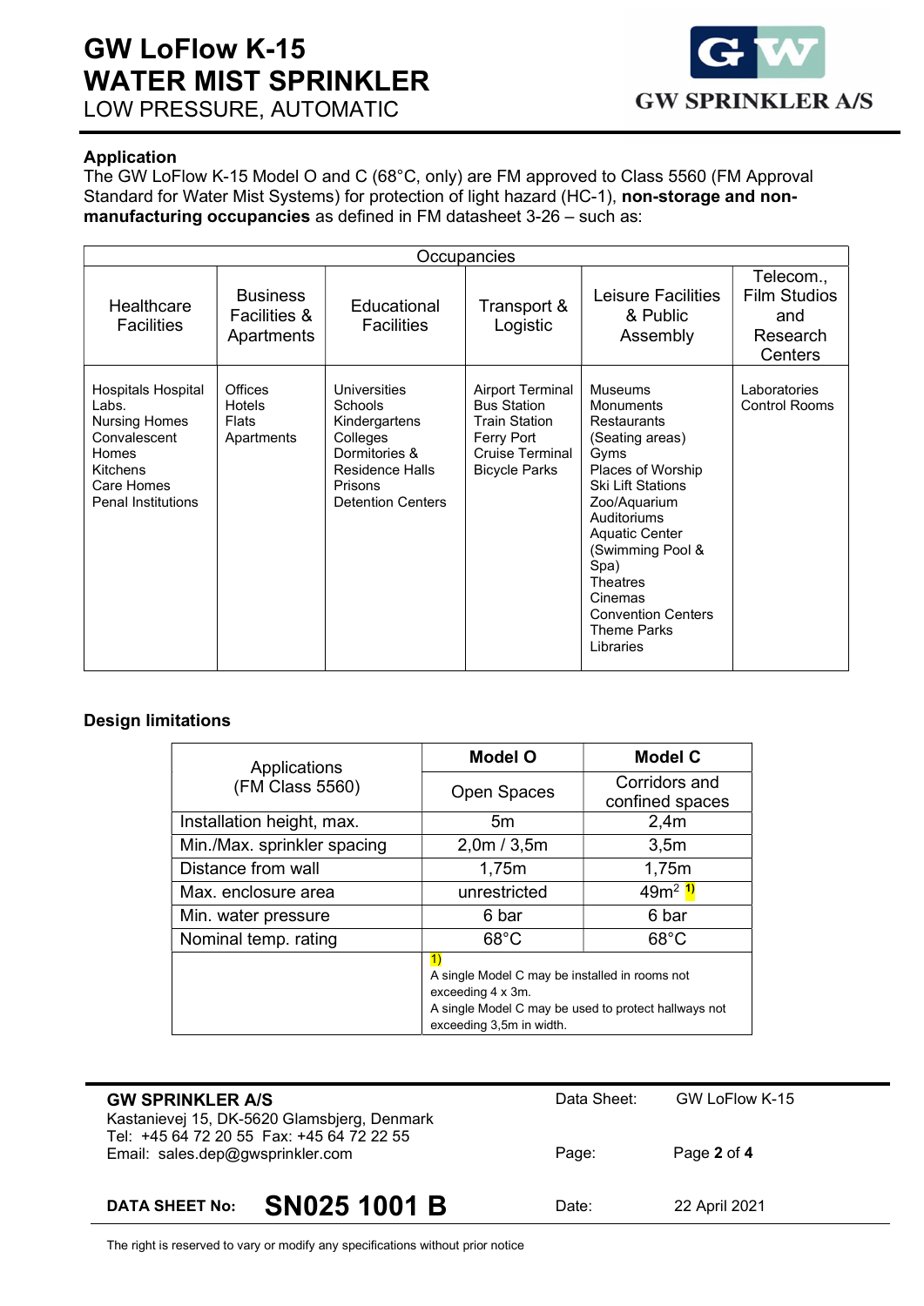# GW LoFlow K-15 WATER MIST SPRINKLER

LOW PRESSURE, AUTOMATIC

### Application

The GW LoFlow K-15 Model O and C (68°C, only) are FM approved to Class 5560 (FM Approval Standard for Water Mist Systems) for protection of light hazard (HC-1), **non-storage and non-manufacturing occupancies** as defined in FM datasheet 3-26 – such as:

| Occupancies | | | | | |
|---|---|---|---|---|---|
| Healthcare Facilities | Business Facilities & Apartments | Educational Facilities | Transport & Logistic | Leisure Facilities & Public Assembly | Telecom., Film Studios and Research Centers |
| Hospitals Hospital Labs.<br>Nursing Homes<br>Convalescent Homes<br>Kitchens<br>Care Homes<br>Penal Institutions | Offices<br>Hotels<br>Flats<br>Apartments | Universities<br>Schools<br>Kindergartens<br>Colleges<br>Dormitories & Residence Halls<br>Prisons<br>Detention Centers | Airport Terminal<br>Bus Station<br>Train Station<br>Ferry Port<br>Cruise Terminal<br>Bicycle Parks | Museums<br>Monuments<br>Restaurants (Seating areas)<br>Gyms<br>Places of Worship<br>Ski Lift Stations<br>Zoo/Aquarium<br>Auditoriums<br>Aquatic Center (Swimming Pool & Spa)<br>Theatres<br>Cinemas<br>Convention Centers<br>Theme Parks<br>Libraries | Laboratories<br>Control Rooms |

### Design limitations

| Applications (FM Class 5560) | **Model O** | **Model C** |
|---|---|---|
| | Open Spaces | Corridors and confined spaces |
| Installation height, max. | 5m | 2,4m |
| Min./Max. sprinkler spacing | 2,0m / 3,5m | 3,5m |
| Distance from wall | 1,75m | 1,75m |
| Max. enclosure area | unrestricted | $49m^2$ **1)** |
| Min. water pressure | 6 bar | 6 bar |
| Nominal temp. rating | 68°C | 68°C |
| | 1) A single Model C may be installed in rooms not exceeding 4 x 3m. A single Model C may be used to protect hallways not exceeding 3,5m in width. | |

**GW SPRINKLER A/S**
Kastanievej 15, DK-5620 Glamsbjerg, Denmark
Tel: +45 64 72 20 55 Fax: +45 64 72 22 55
Email: sales.dep@gwsprinkler.com

Data Sheet: GW LoFlow K-15

**DATA SHEET No:** **SN025 1001 B**

Date: 22 April 2021

The right is reserved to vary or modify any specifications without prior notice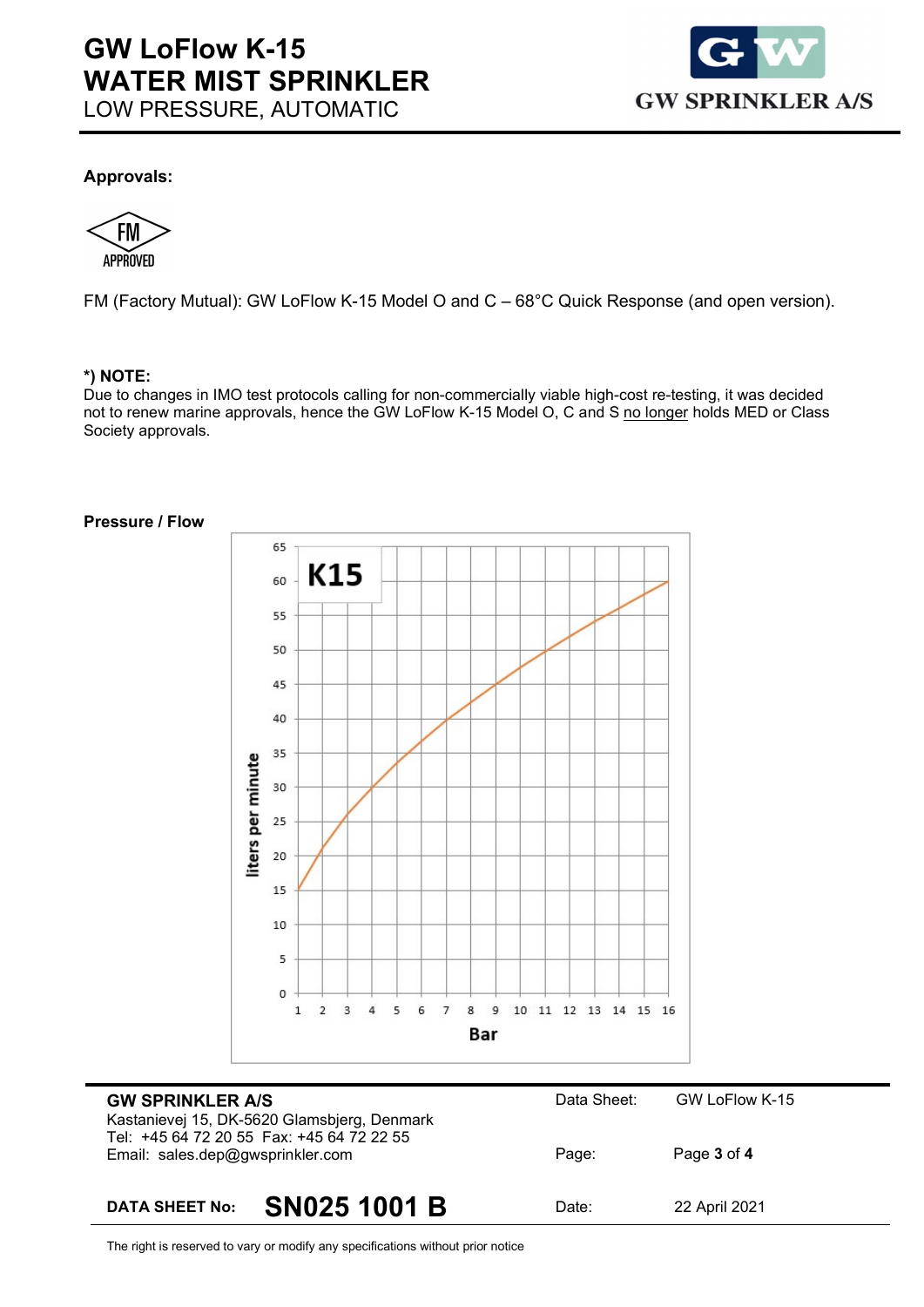**Approvals:**

FM APPROVED

FM (Factory Mutual): GW LoFlow K-15 Model O and C – 68°C Quick Response (and open version).

**\*) NOTE:**
Due to changes in IMO test protocols calling for non-commercially viable high-cost re-testing, it was decided not to renew marine approvals, hence the GW LoFlow K-15 Model O, C and S no longer holds MED or Class Society approvals.

**Pressure / Flow**

K15

liters per minute

Bar

**GW SPRINKLER A/S**
Kastanievej 15, DK-5620 Glamsbjerg, Denmark
Tel: +45 64 72 20 55 Fax: +45 64 72 22 55
Email: sales.dep@gwsprinkler.com

Data Sheet: GW LoFlow K-15

**DATA SHEET No: SN025 1001 B**

Date: 22 April 2021

The right is reserved to vary or modify any specifications without prior notice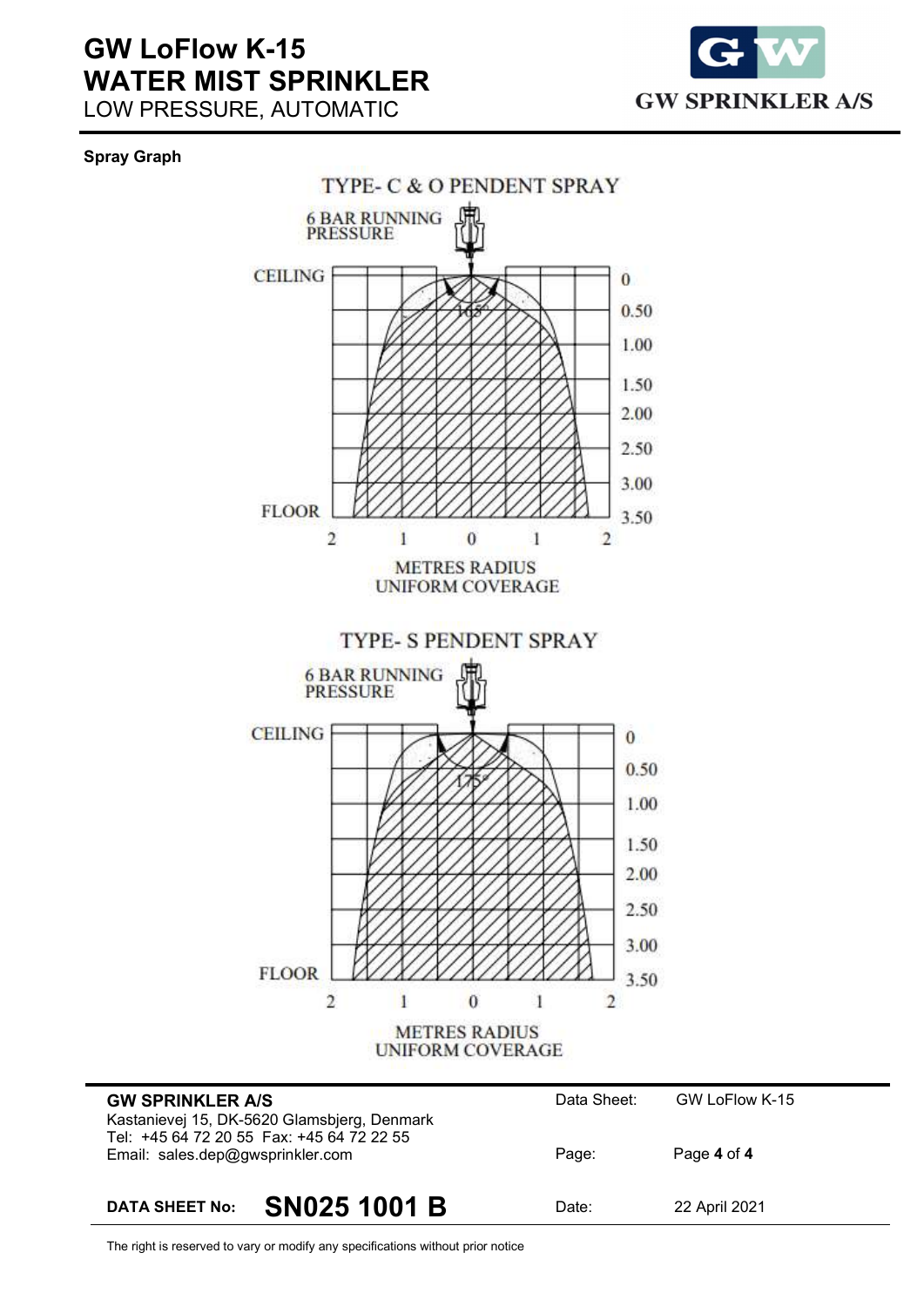# GW LoFlow K-15 WATER MIST SPRINKLER

LOW PRESSURE, AUTOMATIC

GW SPRINKLER A/S

**Spray Graph**

TYPE- C & O PENDENT SPRAY

6 BAR RUNNING PRESSURE

CEILING

FLOOR

165°

0
0.50
1.00
1.50
2.00
2.50
3.00
3.50

2 1 0 1 2

METRES RADIUS
UNIFORM COVERAGE

TYPE- S PENDENT SPRAY

6 BAR RUNNING PRESSURE

CEILING

FLOOR

175°

0
0.50
1.00
1.50
2.00
2.50
3.00
3.50

2 1 0 1 2

METRES RADIUS
UNIFORM COVERAGE

**GW SPRINKLER A/S**
Kastanievej 15, DK-5620 Glamsbjerg, Denmark
Tel: +45 64 72 20 55 Fax: +45 64 72 22 55
Email: sales.dep@gwsprinkler.com

Data Sheet: GW LoFlow K-15

Page: Page **4** of **4**

**DATA SHEET No:** **SN025 1001 B**

Date: 22 April 2021

The right is reserved to vary or modify any specifications without prior notice